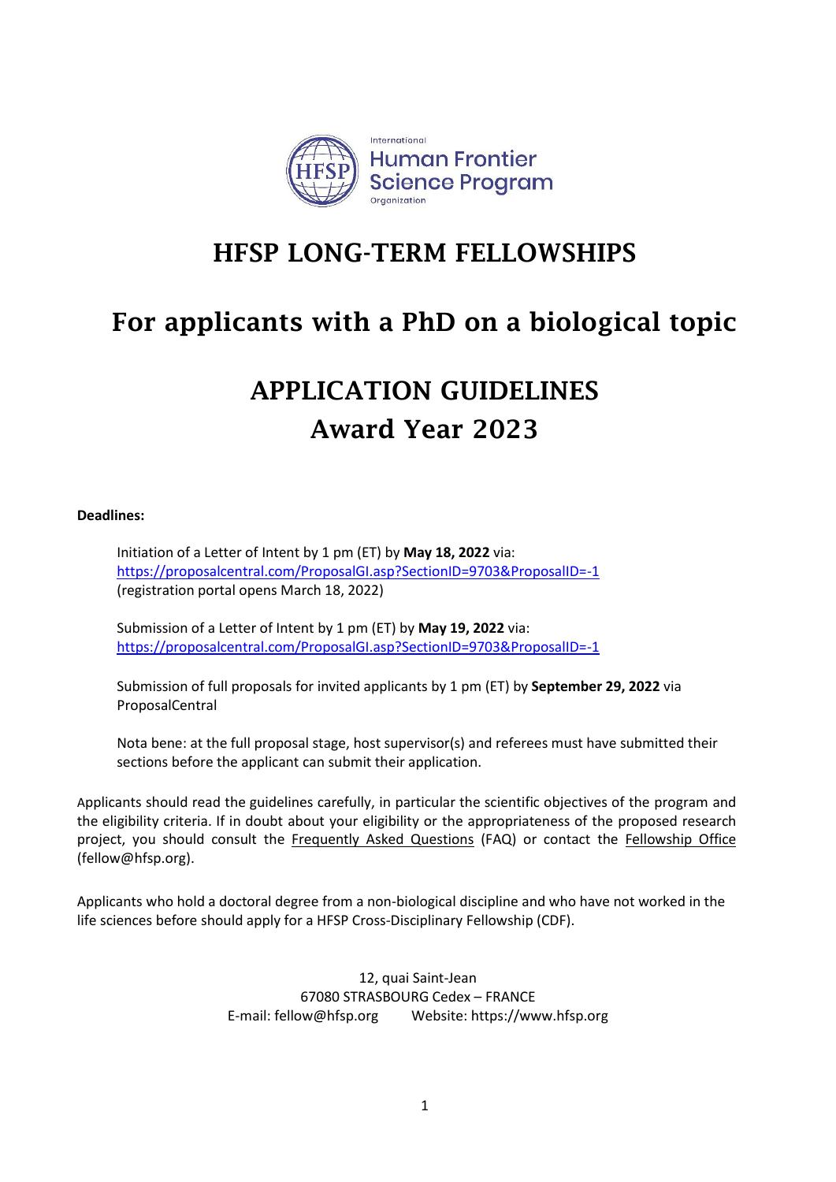International
Human Frontier
Science Program
Organization

# HFSP LONG-TERM FELLOWSHIPS

# For applicants with a PhD on a biological topic

# APPLICATION GUIDELINES
# Award Year 2023

**Deadlines:**

Initiation of a Letter of Intent by 1 pm (ET) by **May 18, 2022** via:
https://proposalcentral.com/ProposalGI.asp?SectionID=9703&ProposalID=-1
(registration portal opens March 18, 2022)

Submission of a Letter of Intent by 1 pm (ET) by **May 19, 2022** via:
https://proposalcentral.com/ProposalGI.asp?SectionID=9703&ProposalID=-1

Submission of full proposals for invited applicants by 1 pm (ET) by **September 29, 2022** via ProposalCentral

Nota bene: at the full proposal stage, host supervisor(s) and referees must have submitted their sections before the applicant can submit their application.

Applicants should read the guidelines carefully, in particular the scientific objectives of the program and the eligibility criteria. If in doubt about your eligibility or the appropriateness of the proposed research project, you should consult the Frequently Asked Questions (FAQ) or contact the Fellowship Office (fellow@hfsp.org).

Applicants who hold a doctoral degree from a non-biological discipline and who have not worked in the life sciences before should apply for a HFSP Cross-Disciplinary Fellowship (CDF).

12, quai Saint-Jean
67080 STRASBOURG Cedex – FRANCE
E-mail: fellow@hfsp.org Website: https://www.hfsp.org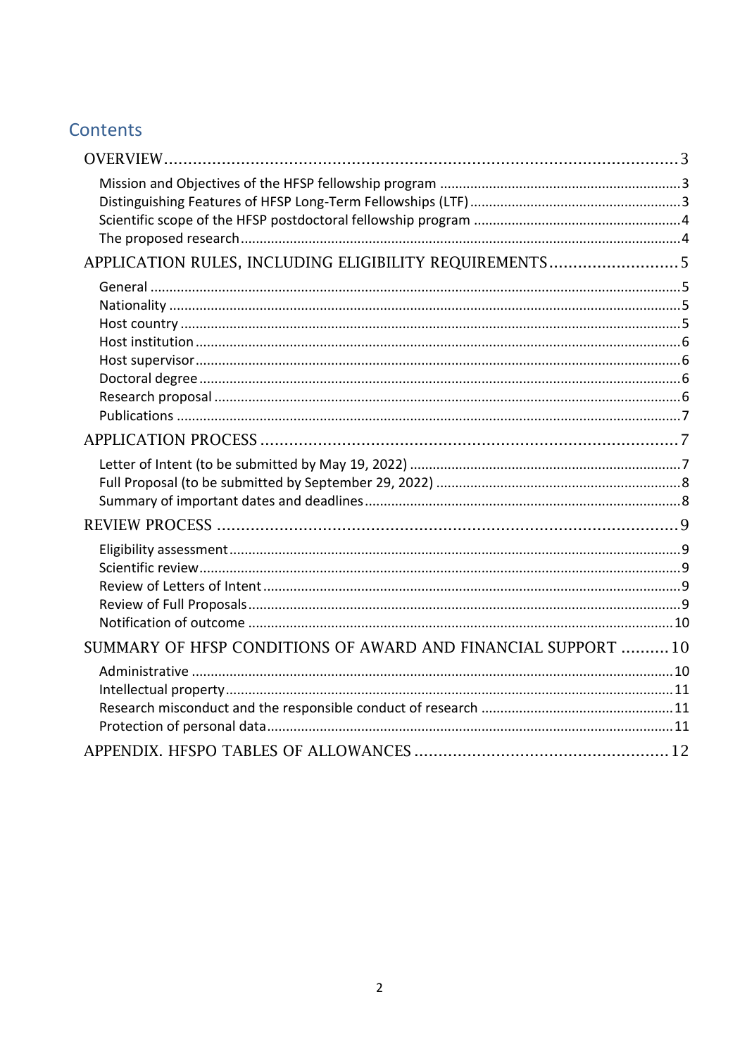# Contents

- OVERVIEW ..... 3
  - Mission and Objectives of the HFSP fellowship program ..... 3
  - Distinguishing Features of HFSP Long-Term Fellowships (LTF) ..... 3
  - Scientific scope of the HFSP postdoctoral fellowship program ..... 4
  - The proposed research ..... 4
- APPLICATION RULES, INCLUDING ELIGIBILITY REQUIREMENTS ..... 5
  - General ..... 5
  - Nationality ..... 5
  - Host country ..... 5
  - Host institution ..... 6
  - Host supervisor ..... 6
  - Doctoral degree ..... 6
  - Research proposal ..... 6
  - Publications ..... 7
- APPLICATION PROCESS ..... 7
  - Letter of Intent (to be submitted by May 19, 2022) ..... 7
  - Full Proposal (to be submitted by September 29, 2022) ..... 8
  - Summary of important dates and deadlines ..... 8
- REVIEW PROCESS ..... 9
  - Eligibility assessment ..... 9
  - Scientific review ..... 9
  - Review of Letters of Intent ..... 9
  - Review of Full Proposals ..... 9
  - Notification of outcome ..... 10
- SUMMARY OF HFSP CONDITIONS OF AWARD AND FINANCIAL SUPPORT ..... 10
  - Administrative ..... 10
  - Intellectual property ..... 11
  - Research misconduct and the responsible conduct of research ..... 11
  - Protection of personal data ..... 11
- APPENDIX. HFSPO TABLES OF ALLOWANCES ..... 12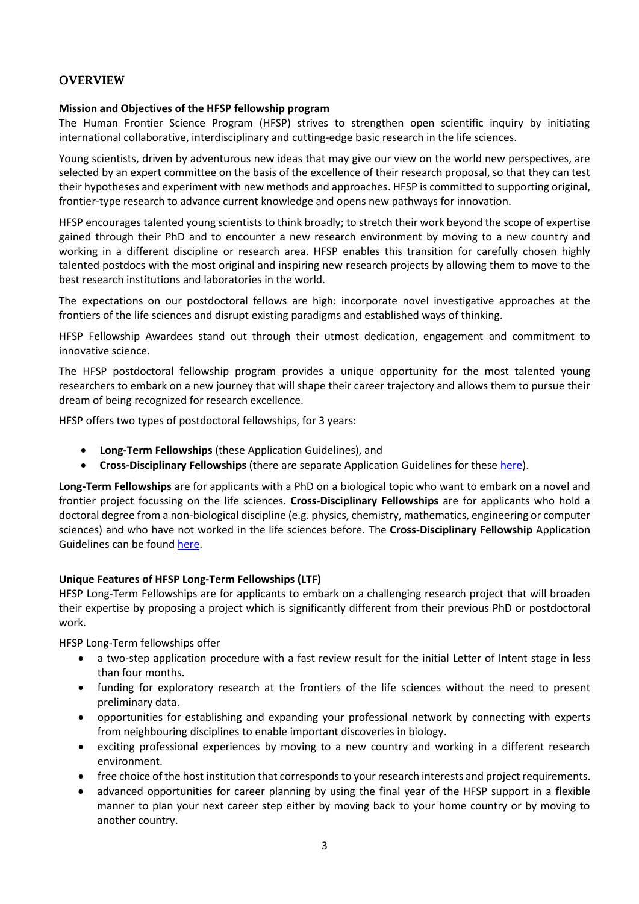## OVERVIEW

**Mission and Objectives of the HFSP fellowship program**

The Human Frontier Science Program (HFSP) strives to strengthen open scientific inquiry by initiating international collaborative, interdisciplinary and cutting-edge basic research in the life sciences.

Young scientists, driven by adventurous new ideas that may give our view on the world new perspectives, are selected by an expert committee on the basis of the excellence of their research proposal, so that they can test their hypotheses and experiment with new methods and approaches. HFSP is committed to supporting original, frontier-type research to advance current knowledge and opens new pathways for innovation.

HFSP encourages talented young scientists to think broadly; to stretch their work beyond the scope of expertise gained through their PhD and to encounter a new research environment by moving to a new country and working in a different discipline or research area. HFSP enables this transition for carefully chosen highly talented postdocs with the most original and inspiring new research projects by allowing them to move to the best research institutions and laboratories in the world.

The expectations on our postdoctoral fellows are high: incorporate novel investigative approaches at the frontiers of the life sciences and disrupt existing paradigms and established ways of thinking.

HFSP Fellowship Awardees stand out through their utmost dedication, engagement and commitment to innovative science.

The HFSP postdoctoral fellowship program provides a unique opportunity for the most talented young researchers to embark on a new journey that will shape their career trajectory and allows them to pursue their dream of being recognized for research excellence.

HFSP offers two types of postdoctoral fellowships, for 3 years:

- **Long-Term Fellowships** (these Application Guidelines), and
- **Cross-Disciplinary Fellowships** (there are separate Application Guidelines for these here).

**Long-Term Fellowships** are for applicants with a PhD on a biological topic who want to embark on a novel and frontier project focussing on the life sciences. **Cross-Disciplinary Fellowships** are for applicants who hold a doctoral degree from a non-biological discipline (e.g. physics, chemistry, mathematics, engineering or computer sciences) and who have not worked in the life sciences before. The **Cross-Disciplinary Fellowship** Application Guidelines can be found here.

**Unique Features of HFSP Long-Term Fellowships (LTF)**

HFSP Long-Term Fellowships are for applicants to embark on a challenging research project that will broaden their expertise by proposing a project which is significantly different from their previous PhD or postdoctoral work.

HFSP Long-Term fellowships offer

- a two-step application procedure with a fast review result for the initial Letter of Intent stage in less than four months.
- funding for exploratory research at the frontiers of the life sciences without the need to present preliminary data.
- opportunities for establishing and expanding your professional network by connecting with experts from neighbouring disciplines to enable important discoveries in biology.
- exciting professional experiences by moving to a new country and working in a different research environment.
- free choice of the host institution that corresponds to your research interests and project requirements.
- advanced opportunities for career planning by using the final year of the HFSP support in a flexible manner to plan your next career step either by moving back to your home country or by moving to another country.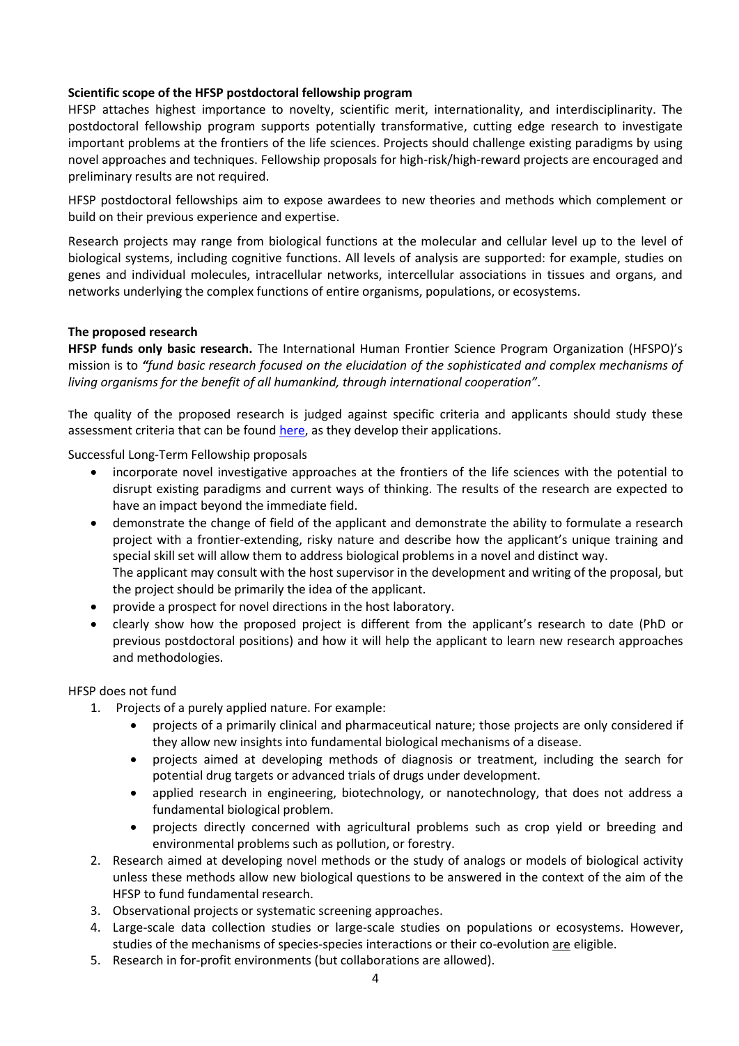**Scientific scope of the HFSP postdoctoral fellowship program**

HFSP attaches highest importance to novelty, scientific merit, internationality, and interdisciplinarity. The postdoctoral fellowship program supports potentially transformative, cutting edge research to investigate important problems at the frontiers of the life sciences. Projects should challenge existing paradigms by using novel approaches and techniques. Fellowship proposals for high-risk/high-reward projects are encouraged and preliminary results are not required.

HFSP postdoctoral fellowships aim to expose awardees to new theories and methods which complement or build on their previous experience and expertise.

Research projects may range from biological functions at the molecular and cellular level up to the level of biological systems, including cognitive functions. All levels of analysis are supported: for example, studies on genes and individual molecules, intracellular networks, intercellular associations in tissues and organs, and networks underlying the complex functions of entire organisms, populations, or ecosystems.

**The proposed research**

**HFSP funds only basic research.** The International Human Frontier Science Program Organization (HFSPO)'s mission is to *"fund basic research focused on the elucidation of the sophisticated and complex mechanisms of living organisms for the benefit of all humankind, through international cooperation"*.

The quality of the proposed research is judged against specific criteria and applicants should study these assessment criteria that can be found here, as they develop their applications.

Successful Long-Term Fellowship proposals

- incorporate novel investigative approaches at the frontiers of the life sciences with the potential to disrupt existing paradigms and current ways of thinking. The results of the research are expected to have an impact beyond the immediate field.
- demonstrate the change of field of the applicant and demonstrate the ability to formulate a research project with a frontier-extending, risky nature and describe how the applicant's unique training and special skill set will allow them to address biological problems in a novel and distinct way.
  The applicant may consult with the host supervisor in the development and writing of the proposal, but the project should be primarily the idea of the applicant.
- provide a prospect for novel directions in the host laboratory.
- clearly show how the proposed project is different from the applicant's research to date (PhD or previous postdoctoral positions) and how it will help the applicant to learn new research approaches and methodologies.

HFSP does not fund

1. Projects of a purely applied nature. For example:
   - projects of a primarily clinical and pharmaceutical nature; those projects are only considered if they allow new insights into fundamental biological mechanisms of a disease.
   - projects aimed at developing methods of diagnosis or treatment, including the search for potential drug targets or advanced trials of drugs under development.
   - applied research in engineering, biotechnology, or nanotechnology, that does not address a fundamental biological problem.
   - projects directly concerned with agricultural problems such as crop yield or breeding and environmental problems such as pollution, or forestry.
2. Research aimed at developing novel methods or the study of analogs or models of biological activity unless these methods allow new biological questions to be answered in the context of the aim of the HFSP to fund fundamental research.
3. Observational projects or systematic screening approaches.
4. Large-scale data collection studies or large-scale studies on populations or ecosystems. However, studies of the mechanisms of species-species interactions or their co-evolution are eligible.
5. Research in for-profit environments (but collaborations are allowed).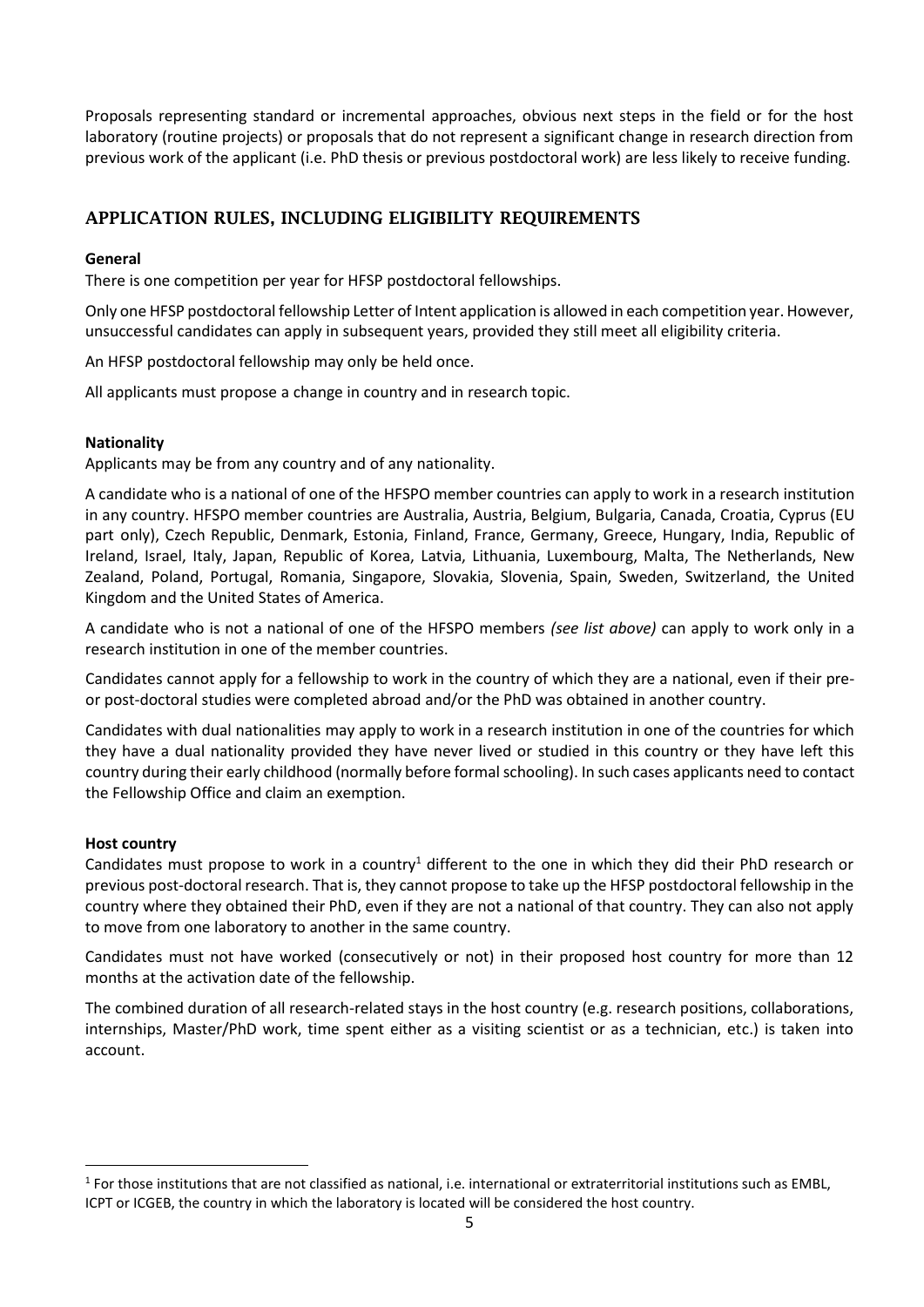Proposals representing standard or incremental approaches, obvious next steps in the field or for the host laboratory (routine projects) or proposals that do not represent a significant change in research direction from previous work of the applicant (i.e. PhD thesis or previous postdoctoral work) are less likely to receive funding.

## APPLICATION RULES, INCLUDING ELIGIBILITY REQUIREMENTS

**General**

There is one competition per year for HFSP postdoctoral fellowships.

Only one HFSP postdoctoral fellowship Letter of Intent application is allowed in each competition year. However, unsuccessful candidates can apply in subsequent years, provided they still meet all eligibility criteria.

An HFSP postdoctoral fellowship may only be held once.

All applicants must propose a change in country and in research topic.

**Nationality**

Applicants may be from any country and of any nationality.

A candidate who is a national of one of the HFSPO member countries can apply to work in a research institution in any country. HFSPO member countries are Australia, Austria, Belgium, Bulgaria, Canada, Croatia, Cyprus (EU part only), Czech Republic, Denmark, Estonia, Finland, France, Germany, Greece, Hungary, India, Republic of Ireland, Israel, Italy, Japan, Republic of Korea, Latvia, Lithuania, Luxembourg, Malta, The Netherlands, New Zealand, Poland, Portugal, Romania, Singapore, Slovakia, Slovenia, Spain, Sweden, Switzerland, the United Kingdom and the United States of America.

A candidate who is not a national of one of the HFSPO members *(see list above)* can apply to work only in a research institution in one of the member countries.

Candidates cannot apply for a fellowship to work in the country of which they are a national, even if their pre- or post-doctoral studies were completed abroad and/or the PhD was obtained in another country.

Candidates with dual nationalities may apply to work in a research institution in one of the countries for which they have a dual nationality provided they have never lived or studied in this country or they have left this country during their early childhood (normally before formal schooling). In such cases applicants need to contact the Fellowship Office and claim an exemption.

**Host country**

Candidates must propose to work in a country[1] different to the one in which they did their PhD research or previous post-doctoral research. That is, they cannot propose to take up the HFSP postdoctoral fellowship in the country where they obtained their PhD, even if they are not a national of that country. They can also not apply to move from one laboratory to another in the same country.

Candidates must not have worked (consecutively or not) in their proposed host country for more than 12 months at the activation date of the fellowship.

The combined duration of all research-related stays in the host country (e.g. research positions, collaborations, internships, Master/PhD work, time spent either as a visiting scientist or as a technician, etc.) is taken into account.

[1] For those institutions that are not classified as national, i.e. international or extraterritorial institutions such as EMBL, ICPT or ICGEB, the country in which the laboratory is located will be considered the host country.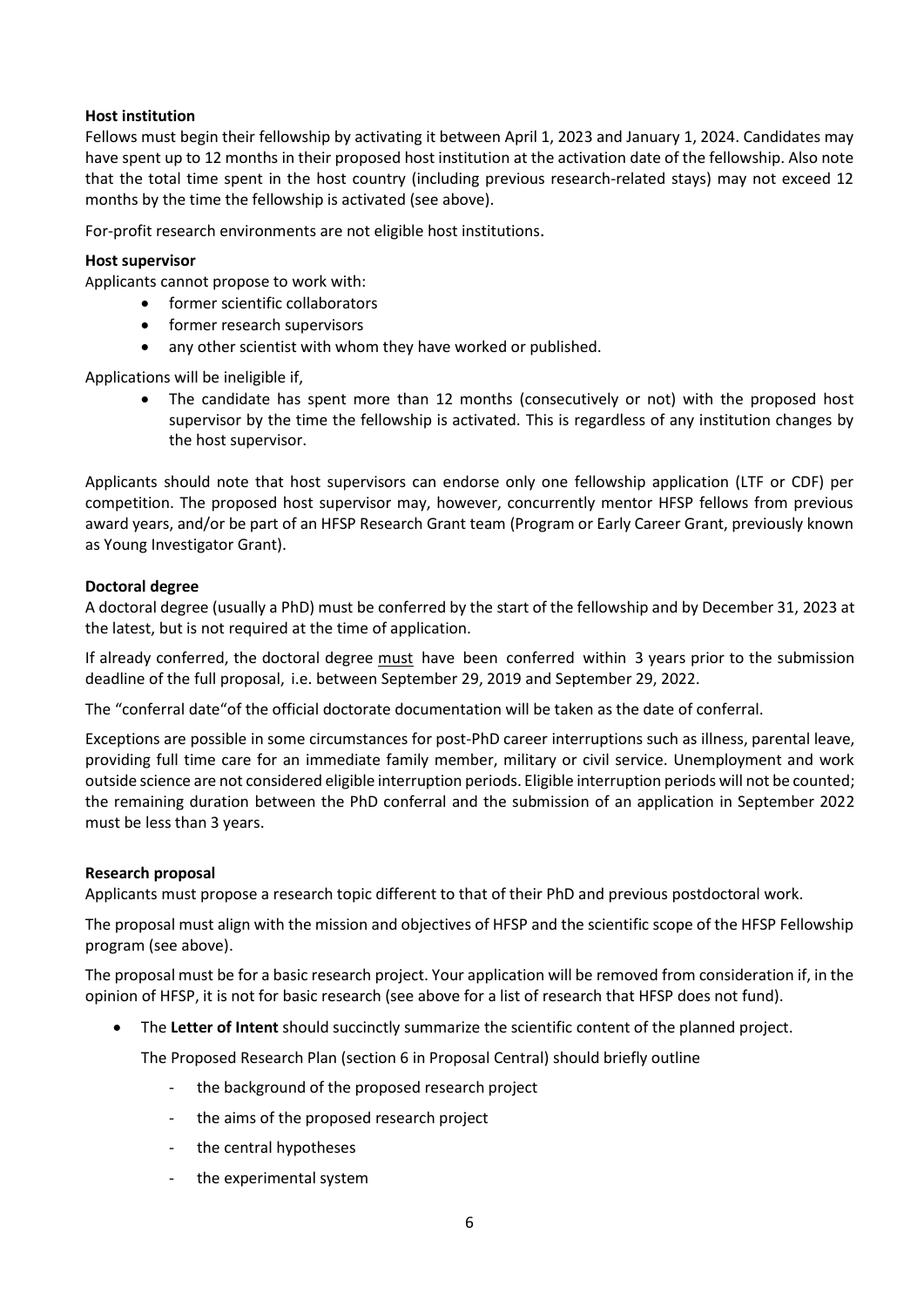**Host institution**

Fellows must begin their fellowship by activating it between April 1, 2023 and January 1, 2024. Candidates may have spent up to 12 months in their proposed host institution at the activation date of the fellowship. Also note that the total time spent in the host country (including previous research-related stays) may not exceed 12 months by the time the fellowship is activated (see above).

For-profit research environments are not eligible host institutions.

**Host supervisor**

Applicants cannot propose to work with:

- former scientific collaborators
- former research supervisors
- any other scientist with whom they have worked or published.

Applications will be ineligible if,

- The candidate has spent more than 12 months (consecutively or not) with the proposed host supervisor by the time the fellowship is activated. This is regardless of any institution changes by the host supervisor.

Applicants should note that host supervisors can endorse only one fellowship application (LTF or CDF) per competition. The proposed host supervisor may, however, concurrently mentor HFSP fellows from previous award years, and/or be part of an HFSP Research Grant team (Program or Early Career Grant, previously known as Young Investigator Grant).

**Doctoral degree**

A doctoral degree (usually a PhD) must be conferred by the start of the fellowship and by December 31, 2023 at the latest, but is not required at the time of application.

If already conferred, the doctoral degree must have been conferred within 3 years prior to the submission deadline of the full proposal, i.e. between September 29, 2019 and September 29, 2022.

The "conferral date"of the official doctorate documentation will be taken as the date of conferral.

Exceptions are possible in some circumstances for post-PhD career interruptions such as illness, parental leave, providing full time care for an immediate family member, military or civil service. Unemployment and work outside science are not considered eligible interruption periods. Eligible interruption periods will not be counted; the remaining duration between the PhD conferral and the submission of an application in September 2022 must be less than 3 years.

**Research proposal**

Applicants must propose a research topic different to that of their PhD and previous postdoctoral work.

The proposal must align with the mission and objectives of HFSP and the scientific scope of the HFSP Fellowship program (see above).

The proposal must be for a basic research project. Your application will be removed from consideration if, in the opinion of HFSP, it is not for basic research (see above for a list of research that HFSP does not fund).

- The **Letter of Intent** should succinctly summarize the scientific content of the planned project.

  The Proposed Research Plan (section 6 in Proposal Central) should briefly outline

  - the background of the proposed research project
  - the aims of the proposed research project
  - the central hypotheses
  - the experimental system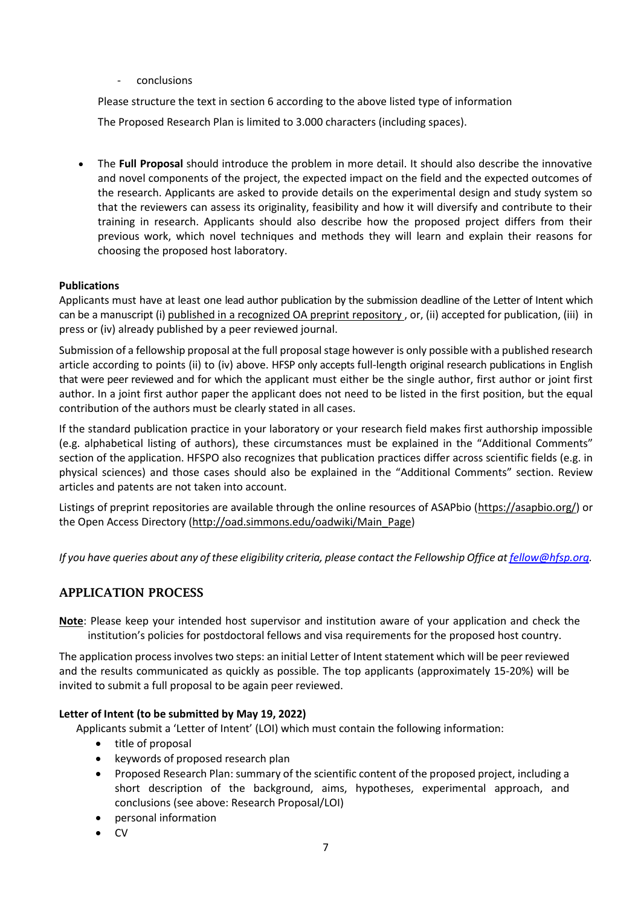- conclusions

Please structure the text in section 6 according to the above listed type of information

The Proposed Research Plan is limited to 3.000 characters (including spaces).

- The **Full Proposal** should introduce the problem in more detail. It should also describe the innovative and novel components of the project, the expected impact on the field and the expected outcomes of the research. Applicants are asked to provide details on the experimental design and study system so that the reviewers can assess its originality, feasibility and how it will diversify and contribute to their training in research. Applicants should also describe how the proposed project differs from their previous work, which novel techniques and methods they will learn and explain their reasons for choosing the proposed host laboratory.

**Publications**

Applicants must have at least one lead author publication by the submission deadline of the Letter of Intent which can be a manuscript (i) published in a recognized OA preprint repository , or, (ii) accepted for publication, (iii) in press or (iv) already published by a peer reviewed journal.

Submission of a fellowship proposal at the full proposal stage however is only possible with a published research article according to points (ii) to (iv) above. HFSP only accepts full-length original research publications in English that were peer reviewed and for which the applicant must either be the single author, first author or joint first author. In a joint first author paper the applicant does not need to be listed in the first position, but the equal contribution of the authors must be clearly stated in all cases.

If the standard publication practice in your laboratory or your research field makes first authorship impossible (e.g. alphabetical listing of authors), these circumstances must be explained in the "Additional Comments" section of the application. HFSPO also recognizes that publication practices differ across scientific fields (e.g. in physical sciences) and those cases should also be explained in the "Additional Comments" section. Review articles and patents are not taken into account.

Listings of preprint repositories are available through the online resources of ASAPbio (https://asapbio.org/) or the Open Access Directory (http://oad.simmons.edu/oadwiki/Main_Page)

*If you have queries about any of these eligibility criteria, please contact the Fellowship Office at fellow@hfsp.org.*

## APPLICATION PROCESS

**Note**: Please keep your intended host supervisor and institution aware of your application and check the institution's policies for postdoctoral fellows and visa requirements for the proposed host country.

The application process involves two steps: an initial Letter of Intent statement which will be peer reviewed and the results communicated as quickly as possible. The top applicants (approximately 15-20%) will be invited to submit a full proposal to be again peer reviewed.

**Letter of Intent (to be submitted by May 19, 2022)**

Applicants submit a 'Letter of Intent' (LOI) which must contain the following information:

- title of proposal
- keywords of proposed research plan
- Proposed Research Plan: summary of the scientific content of the proposed project, including a short description of the background, aims, hypotheses, experimental approach, and conclusions (see above: Research Proposal/LOI)
- personal information
- CV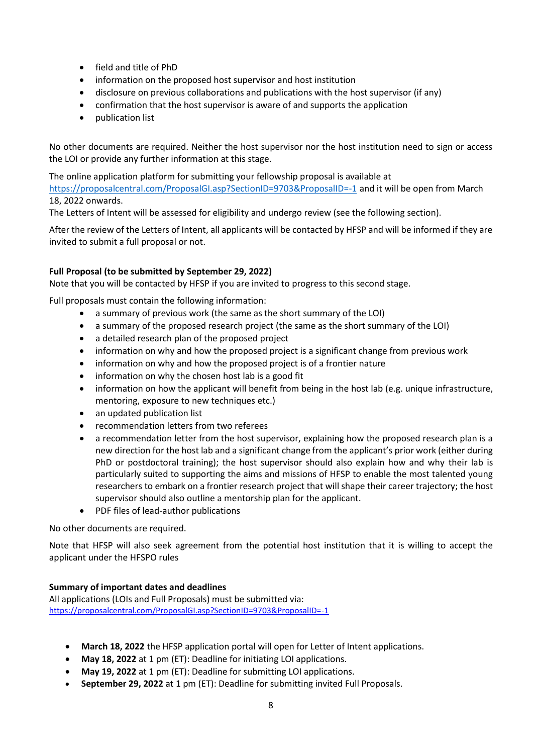- field and title of PhD
- information on the proposed host supervisor and host institution
- disclosure on previous collaborations and publications with the host supervisor (if any)
- confirmation that the host supervisor is aware of and supports the application
- publication list

No other documents are required. Neither the host supervisor nor the host institution need to sign or access the LOI or provide any further information at this stage.

The online application platform for submitting your fellowship proposal is available at [https://proposalcentral.com/ProposalGI.asp?SectionID=9703&ProposalID=-1](https://proposalcentral.com/ProposalGI.asp?SectionID=9703&ProposalID=-1) and it will be open from March 18, 2022 onwards.
The Letters of Intent will be assessed for eligibility and undergo review (see the following section).

After the review of the Letters of Intent, all applicants will be contacted by HFSP and will be informed if they are invited to submit a full proposal or not.

**Full Proposal (to be submitted by September 29, 2022)**
Note that you will be contacted by HFSP if you are invited to progress to this second stage.

Full proposals must contain the following information:

- a summary of previous work (the same as the short summary of the LOI)
- a summary of the proposed research project (the same as the short summary of the LOI)
- a detailed research plan of the proposed project
- information on why and how the proposed project is a significant change from previous work
- information on why and how the proposed project is of a frontier nature
- information on why the chosen host lab is a good fit
- information on how the applicant will benefit from being in the host lab (e.g. unique infrastructure, mentoring, exposure to new techniques etc.)
- an updated publication list
- recommendation letters from two referees
- a recommendation letter from the host supervisor, explaining how the proposed research plan is a new direction for the host lab and a significant change from the applicant's prior work (either during PhD or postdoctoral training); the host supervisor should also explain how and why their lab is particularly suited to supporting the aims and missions of HFSP to enable the most talented young researchers to embark on a frontier research project that will shape their career trajectory; the host supervisor should also outline a mentorship plan for the applicant.
- PDF files of lead-author publications

No other documents are required.

Note that HFSP will also seek agreement from the potential host institution that it is willing to accept the applicant under the HFSPO rules

**Summary of important dates and deadlines**
All applications (LOIs and Full Proposals) must be submitted via:
[https://proposalcentral.com/ProposalGI.asp?SectionID=9703&ProposalID=-1](https://proposalcentral.com/ProposalGI.asp?SectionID=9703&ProposalID=-1)

- **March 18, 2022** the HFSP application portal will open for Letter of Intent applications.
- **May 18, 2022** at 1 pm (ET): Deadline for initiating LOI applications.
- **May 19, 2022** at 1 pm (ET): Deadline for submitting LOI applications.
- **September 29, 2022** at 1 pm (ET): Deadline for submitting invited Full Proposals.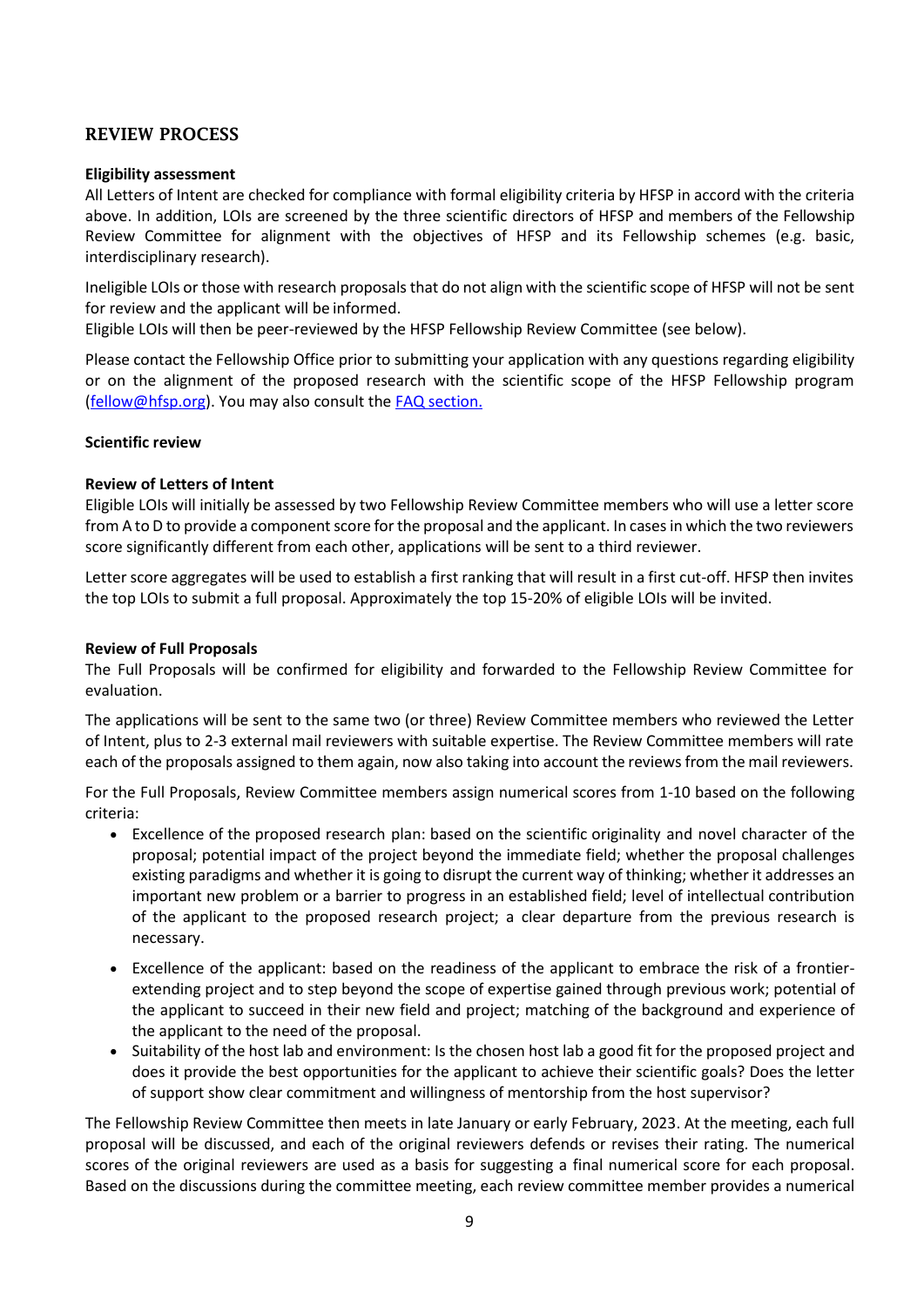## REVIEW PROCESS

**Eligibility assessment**

All Letters of Intent are checked for compliance with formal eligibility criteria by HFSP in accord with the criteria above. In addition, LOIs are screened by the three scientific directors of HFSP and members of the Fellowship Review Committee for alignment with the objectives of HFSP and its Fellowship schemes (e.g. basic, interdisciplinary research).

Ineligible LOIs or those with research proposals that do not align with the scientific scope of HFSP will not be sent for review and the applicant will be informed.
Eligible LOIs will then be peer-reviewed by the HFSP Fellowship Review Committee (see below).

Please contact the Fellowship Office prior to submitting your application with any questions regarding eligibility or on the alignment of the proposed research with the scientific scope of the HFSP Fellowship program (fellow@hfsp.org). You may also consult the FAQ section.

**Scientific review**

**Review of Letters of Intent**

Eligible LOIs will initially be assessed by two Fellowship Review Committee members who will use a letter score from A to D to provide a component score for the proposal and the applicant. In cases in which the two reviewers score significantly different from each other, applications will be sent to a third reviewer.

Letter score aggregates will be used to establish a first ranking that will result in a first cut-off. HFSP then invites the top LOIs to submit a full proposal. Approximately the top 15-20% of eligible LOIs will be invited.

**Review of Full Proposals**

The Full Proposals will be confirmed for eligibility and forwarded to the Fellowship Review Committee for evaluation.

The applications will be sent to the same two (or three) Review Committee members who reviewed the Letter of Intent, plus to 2-3 external mail reviewers with suitable expertise. The Review Committee members will rate each of the proposals assigned to them again, now also taking into account the reviews from the mail reviewers.

For the Full Proposals, Review Committee members assign numerical scores from 1-10 based on the following criteria:

- Excellence of the proposed research plan: based on the scientific originality and novel character of the proposal; potential impact of the project beyond the immediate field; whether the proposal challenges existing paradigms and whether it is going to disrupt the current way of thinking; whether it addresses an important new problem or a barrier to progress in an established field; level of intellectual contribution of the applicant to the proposed research project; a clear departure from the previous research is necessary.
- Excellence of the applicant: based on the readiness of the applicant to embrace the risk of a frontier-extending project and to step beyond the scope of expertise gained through previous work; potential of the applicant to succeed in their new field and project; matching of the background and experience of the applicant to the need of the proposal.
- Suitability of the host lab and environment: Is the chosen host lab a good fit for the proposed project and does it provide the best opportunities for the applicant to achieve their scientific goals? Does the letter of support show clear commitment and willingness of mentorship from the host supervisor?

The Fellowship Review Committee then meets in late January or early February, 2023. At the meeting, each full proposal will be discussed, and each of the original reviewers defends or revises their rating. The numerical scores of the original reviewers are used as a basis for suggesting a final numerical score for each proposal. Based on the discussions during the committee meeting, each review committee member provides a numerical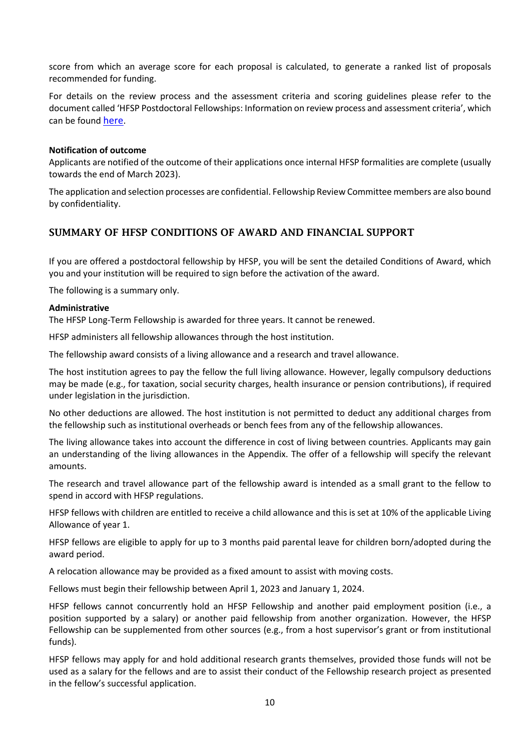score from which an average score for each proposal is calculated, to generate a ranked list of proposals recommended for funding.

For details on the review process and the assessment criteria and scoring guidelines please refer to the document called 'HFSP Postdoctoral Fellowships: Information on review process and assessment criteria', which can be found here.

**Notification of outcome**

Applicants are notified of the outcome of their applications once internal HFSP formalities are complete (usually towards the end of March 2023).

The application and selection processes are confidential. Fellowship Review Committee members are also bound by confidentiality.

## SUMMARY OF HFSP CONDITIONS OF AWARD AND FINANCIAL SUPPORT

If you are offered a postdoctoral fellowship by HFSP, you will be sent the detailed Conditions of Award, which you and your institution will be required to sign before the activation of the award.

The following is a summary only.

**Administrative**

The HFSP Long-Term Fellowship is awarded for three years. It cannot be renewed.

HFSP administers all fellowship allowances through the host institution.

The fellowship award consists of a living allowance and a research and travel allowance.

The host institution agrees to pay the fellow the full living allowance. However, legally compulsory deductions may be made (e.g., for taxation, social security charges, health insurance or pension contributions), if required under legislation in the jurisdiction.

No other deductions are allowed. The host institution is not permitted to deduct any additional charges from the fellowship such as institutional overheads or bench fees from any of the fellowship allowances.

The living allowance takes into account the difference in cost of living between countries. Applicants may gain an understanding of the living allowances in the Appendix. The offer of a fellowship will specify the relevant amounts.

The research and travel allowance part of the fellowship award is intended as a small grant to the fellow to spend in accord with HFSP regulations.

HFSP fellows with children are entitled to receive a child allowance and this is set at 10% of the applicable Living Allowance of year 1.

HFSP fellows are eligible to apply for up to 3 months paid parental leave for children born/adopted during the award period.

A relocation allowance may be provided as a fixed amount to assist with moving costs.

Fellows must begin their fellowship between April 1, 2023 and January 1, 2024.

HFSP fellows cannot concurrently hold an HFSP Fellowship and another paid employment position (i.e., a position supported by a salary) or another paid fellowship from another organization. However, the HFSP Fellowship can be supplemented from other sources (e.g., from a host supervisor's grant or from institutional funds).

HFSP fellows may apply for and hold additional research grants themselves, provided those funds will not be used as a salary for the fellows and are to assist their conduct of the Fellowship research project as presented in the fellow's successful application.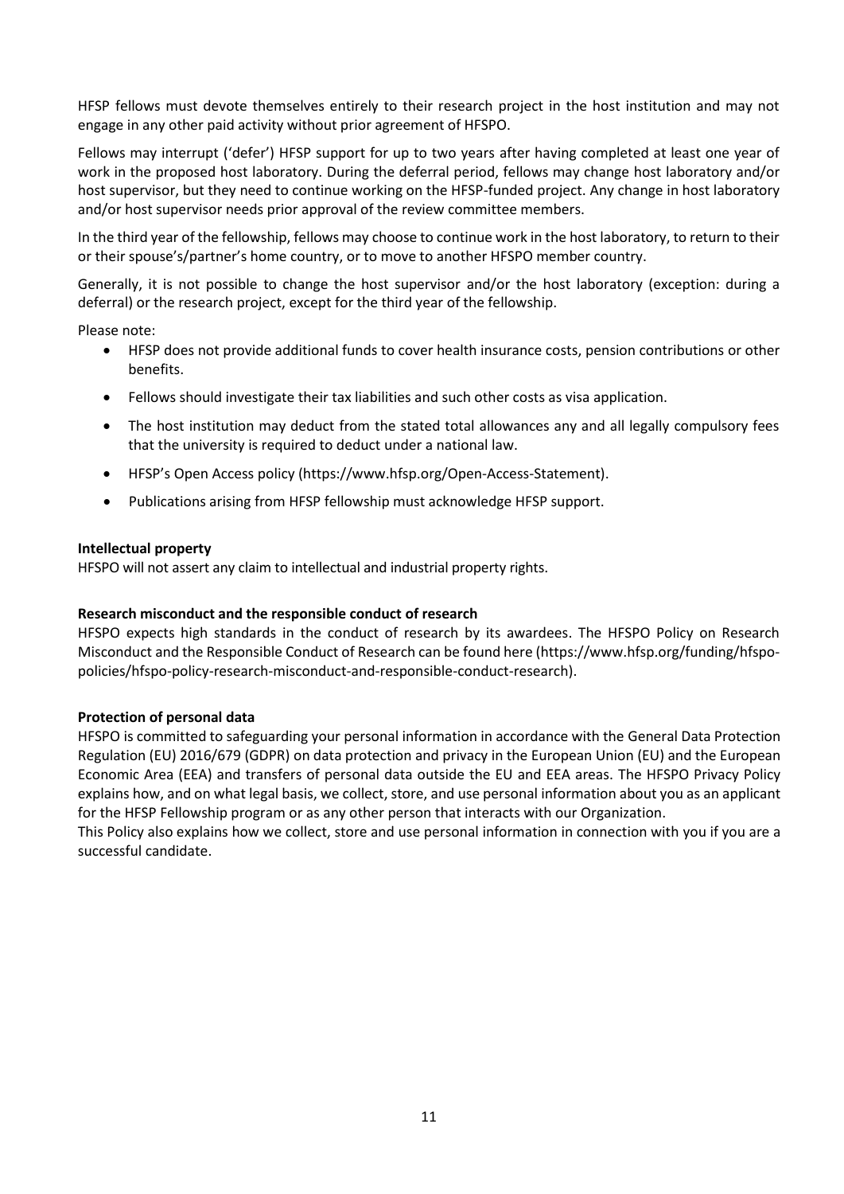HFSP fellows must devote themselves entirely to their research project in the host institution and may not engage in any other paid activity without prior agreement of HFSPO.

Fellows may interrupt ('defer') HFSP support for up to two years after having completed at least one year of work in the proposed host laboratory. During the deferral period, fellows may change host laboratory and/or host supervisor, but they need to continue working on the HFSP-funded project. Any change in host laboratory and/or host supervisor needs prior approval of the review committee members.

In the third year of the fellowship, fellows may choose to continue work in the host laboratory, to return to their or their spouse's/partner's home country, or to move to another HFSPO member country.

Generally, it is not possible to change the host supervisor and/or the host laboratory (exception: during a deferral) or the research project, except for the third year of the fellowship.

Please note:

- HFSP does not provide additional funds to cover health insurance costs, pension contributions or other benefits.
- Fellows should investigate their tax liabilities and such other costs as visa application.
- The host institution may deduct from the stated total allowances any and all legally compulsory fees that the university is required to deduct under a national law.
- HFSP's Open Access policy (https://www.hfsp.org/Open-Access-Statement).
- Publications arising from HFSP fellowship must acknowledge HFSP support.

**Intellectual property**

HFSPO will not assert any claim to intellectual and industrial property rights.

**Research misconduct and the responsible conduct of research**

HFSPO expects high standards in the conduct of research by its awardees. The HFSPO Policy on Research Misconduct and the Responsible Conduct of Research can be found here (https://www.hfsp.org/funding/hfspo-policies/hfspo-policy-research-misconduct-and-responsible-conduct-research).

**Protection of personal data**

HFSPO is committed to safeguarding your personal information in accordance with the General Data Protection Regulation (EU) 2016/679 (GDPR) on data protection and privacy in the European Union (EU) and the European Economic Area (EEA) and transfers of personal data outside the EU and EEA areas. The HFSPO Privacy Policy explains how, and on what legal basis, we collect, store, and use personal information about you as an applicant for the HFSP Fellowship program or as any other person that interacts with our Organization.

This Policy also explains how we collect, store and use personal information in connection with you if you are a successful candidate.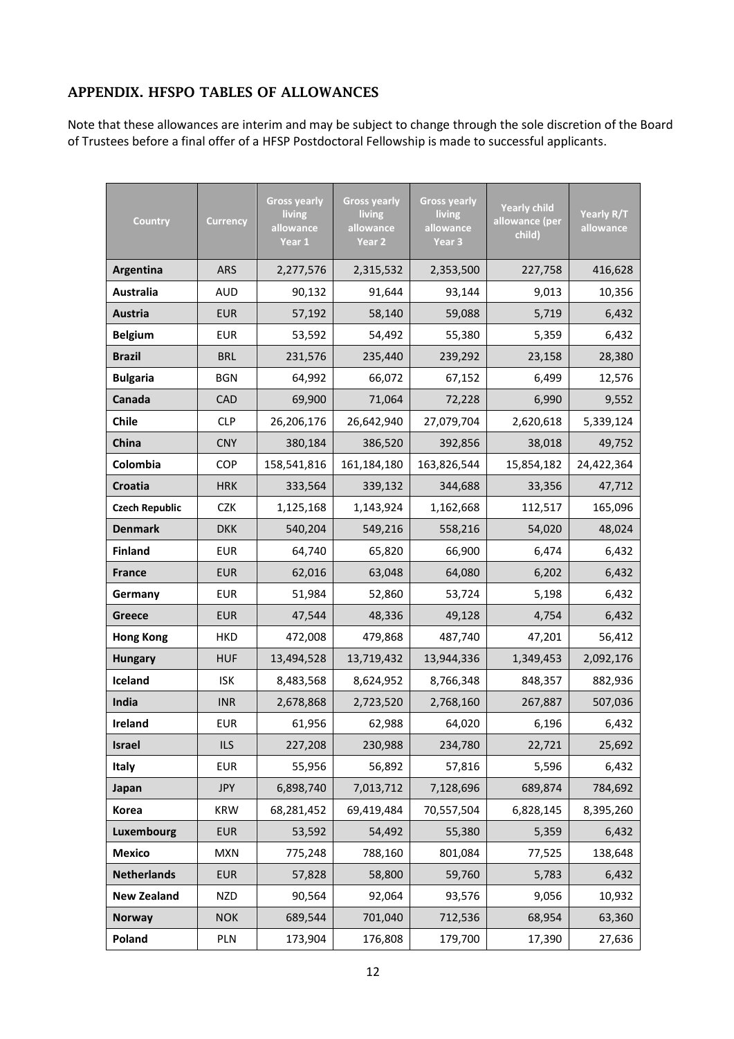## APPENDIX. HFSPO TABLES OF ALLOWANCES

Note that these allowances are interim and may be subject to change through the sole discretion of the Board of Trustees before a final offer of a HFSP Postdoctoral Fellowship is made to successful applicants.

| Country | Currency | Gross yearly living allowance Year 1 | Gross yearly living allowance Year 2 | Gross yearly living allowance Year 3 | Yearly child allowance (per child) | Yearly R/T allowance |
|---|---|---|---|---|---|---|
| **Argentina** | ARS | 2,277,576 | 2,315,532 | 2,353,500 | 227,758 | 416,628 |
| **Australia** | AUD | 90,132 | 91,644 | 93,144 | 9,013 | 10,356 |
| **Austria** | EUR | 57,192 | 58,140 | 59,088 | 5,719 | 6,432 |
| **Belgium** | EUR | 53,592 | 54,492 | 55,380 | 5,359 | 6,432 |
| **Brazil** | BRL | 231,576 | 235,440 | 239,292 | 23,158 | 28,380 |
| **Bulgaria** | BGN | 64,992 | 66,072 | 67,152 | 6,499 | 12,576 |
| **Canada** | CAD | 69,900 | 71,064 | 72,228 | 6,990 | 9,552 |
| **Chile** | CLP | 26,206,176 | 26,642,940 | 27,079,704 | 2,620,618 | 5,339,124 |
| **China** | CNY | 380,184 | 386,520 | 392,856 | 38,018 | 49,752 |
| **Colombia** | COP | 158,541,816 | 161,184,180 | 163,826,544 | 15,854,182 | 24,422,364 |
| **Croatia** | HRK | 333,564 | 339,132 | 344,688 | 33,356 | 47,712 |
| **Czech Republic** | CZK | 1,125,168 | 1,143,924 | 1,162,668 | 112,517 | 165,096 |
| **Denmark** | DKK | 540,204 | 549,216 | 558,216 | 54,020 | 48,024 |
| **Finland** | EUR | 64,740 | 65,820 | 66,900 | 6,474 | 6,432 |
| **France** | EUR | 62,016 | 63,048 | 64,080 | 6,202 | 6,432 |
| **Germany** | EUR | 51,984 | 52,860 | 53,724 | 5,198 | 6,432 |
| **Greece** | EUR | 47,544 | 48,336 | 49,128 | 4,754 | 6,432 |
| **Hong Kong** | HKD | 472,008 | 479,868 | 487,740 | 47,201 | 56,412 |
| **Hungary** | HUF | 13,494,528 | 13,719,432 | 13,944,336 | 1,349,453 | 2,092,176 |
| **Iceland** | ISK | 8,483,568 | 8,624,952 | 8,766,348 | 848,357 | 882,936 |
| **India** | INR | 2,678,868 | 2,723,520 | 2,768,160 | 267,887 | 507,036 |
| **Ireland** | EUR | 61,956 | 62,988 | 64,020 | 6,196 | 6,432 |
| **Israel** | ILS | 227,208 | 230,988 | 234,780 | 22,721 | 25,692 |
| **Italy** | EUR | 55,956 | 56,892 | 57,816 | 5,596 | 6,432 |
| **Japan** | JPY | 6,898,740 | 7,013,712 | 7,128,696 | 689,874 | 784,692 |
| **Korea** | KRW | 68,281,452 | 69,419,484 | 70,557,504 | 6,828,145 | 8,395,260 |
| **Luxembourg** | EUR | 53,592 | 54,492 | 55,380 | 5,359 | 6,432 |
| **Mexico** | MXN | 775,248 | 788,160 | 801,084 | 77,525 | 138,648 |
| **Netherlands** | EUR | 57,828 | 58,800 | 59,760 | 5,783 | 6,432 |
| **New Zealand** | NZD | 90,564 | 92,064 | 93,576 | 9,056 | 10,932 |
| **Norway** | NOK | 689,544 | 701,040 | 712,536 | 68,954 | 63,360 |
| **Poland** | PLN | 173,904 | 176,808 | 179,700 | 17,390 | 27,636 |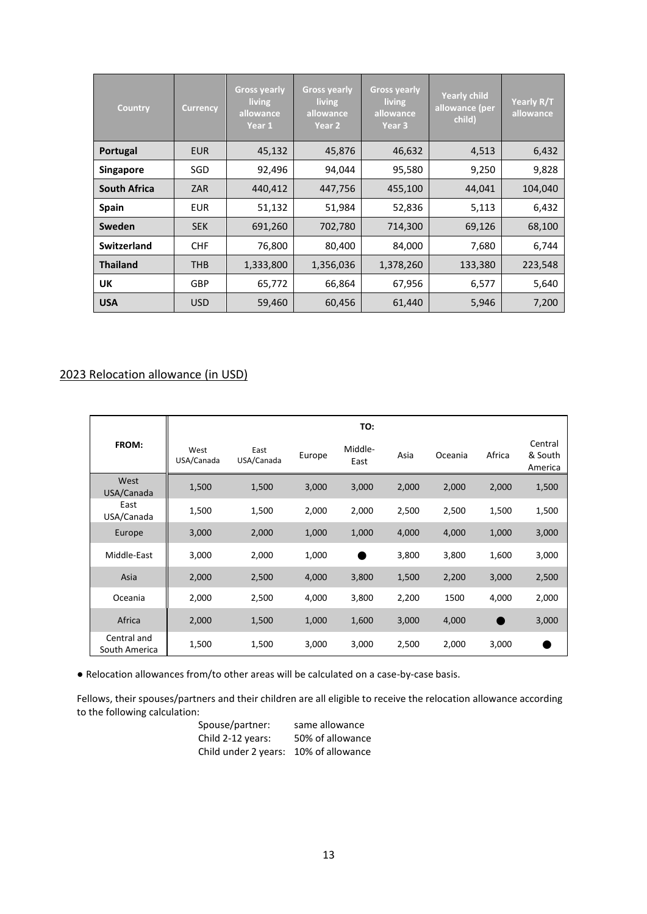| Country | Currency | Gross yearly living allowance Year 1 | Gross yearly living allowance Year 2 | Gross yearly living allowance Year 3 | Yearly child allowance (per child) | Yearly R/T allowance |
|---|---|---|---|---|---|---|
| **Portugal** | EUR | 45,132 | 45,876 | 46,632 | 4,513 | 6,432 |
| **Singapore** | SGD | 92,496 | 94,044 | 95,580 | 9,250 | 9,828 |
| **South Africa** | ZAR | 440,412 | 447,756 | 455,100 | 44,041 | 104,040 |
| **Spain** | EUR | 51,132 | 51,984 | 52,836 | 5,113 | 6,432 |
| **Sweden** | SEK | 691,260 | 702,780 | 714,300 | 69,126 | 68,100 |
| **Switzerland** | CHF | 76,800 | 80,400 | 84,000 | 7,680 | 6,744 |
| **Thailand** | THB | 1,333,800 | 1,356,036 | 1,378,260 | 133,380 | 223,548 |
| **UK** | GBP | 65,772 | 66,864 | 67,956 | 6,577 | 5,640 |
| **USA** | USD | 59,460 | 60,456 | 61,440 | 5,946 | 7,200 |

## 2023 Relocation allowance (in USD)

| FROM: | TO: | | | | | | | |
|---|---|---|---|---|---|---|---|---|
| | West USA/Canada | East USA/Canada | Europe | Middle-East | Asia | Oceania | Africa | Central & South America |
| West USA/Canada | 1,500 | 1,500 | 3,000 | 3,000 | 2,000 | 2,000 | 2,000 | 1,500 |
| East USA/Canada | 1,500 | 1,500 | 2,000 | 2,000 | 2,500 | 2,500 | 1,500 | 1,500 |
| Europe | 3,000 | 2,000 | 1,000 | 1,000 | 4,000 | 4,000 | 1,000 | 3,000 |
| Middle-East | 3,000 | 2,000 | 1,000 | ● | 3,800 | 3,800 | 1,600 | 3,000 |
| Asia | 2,000 | 2,500 | 4,000 | 3,800 | 1,500 | 2,200 | 3,000 | 2,500 |
| Oceania | 2,000 | 2,500 | 4,000 | 3,800 | 2,200 | 1500 | 4,000 | 2,000 |
| Africa | 2,000 | 1,500 | 1,000 | 1,600 | 3,000 | 4,000 | ● | 3,000 |
| Central and South America | 1,500 | 1,500 | 3,000 | 3,000 | 2,500 | 2,000 | 3,000 | ● |

● Relocation allowances from/to other areas will be calculated on a case-by-case basis.

Fellows, their spouses/partners and their children are all eligible to receive the relocation allowance according to the following calculation:

Spouse/partner: same allowance
Child 2-12 years: 50% of allowance
Child under 2 years: 10% of allowance